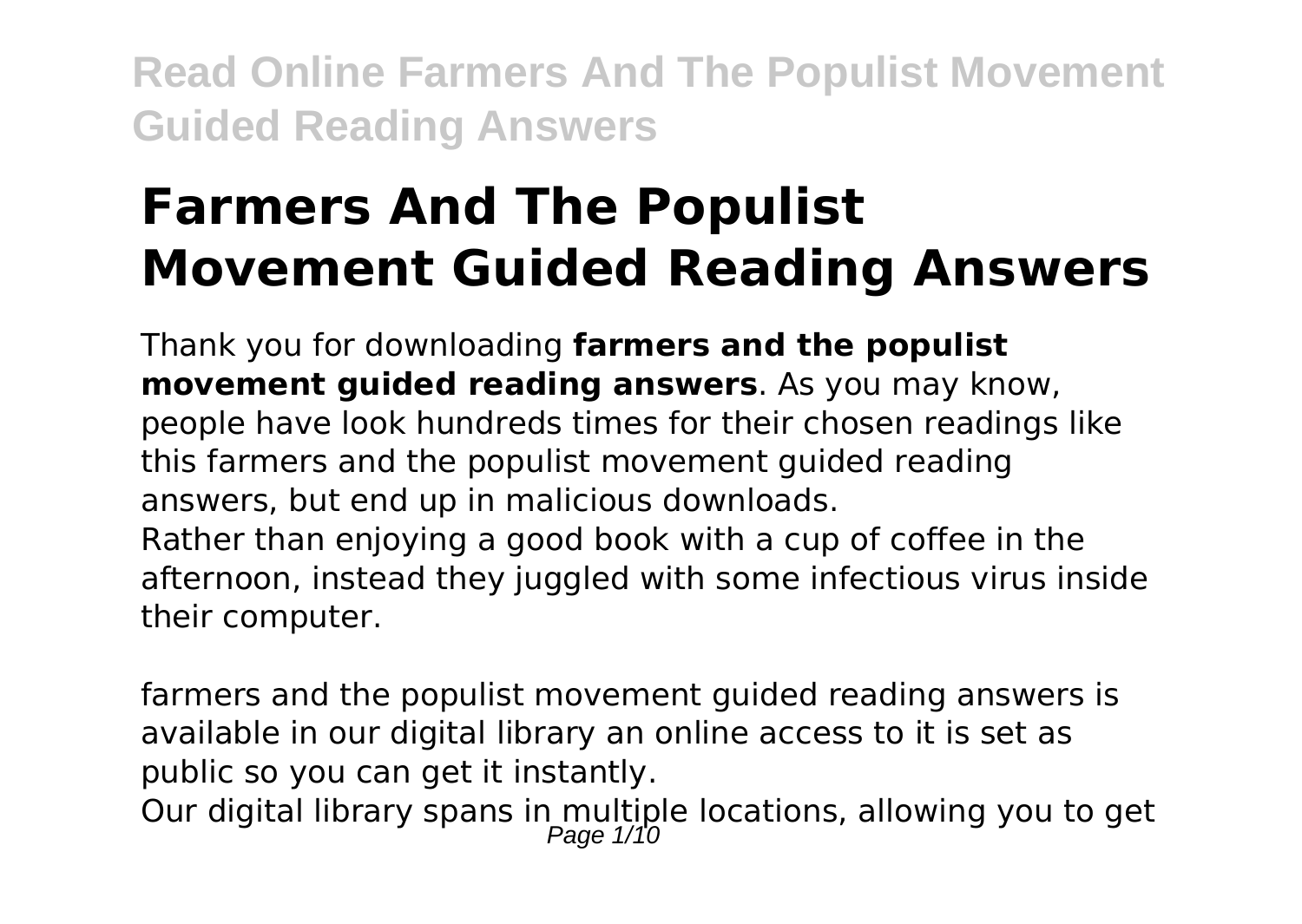# Farmers And The Populist Movement Guided Reading Answers

Thank you for downloading **farmers and the populist movement guided reading answers**. As you may know, people have look hundreds times for their chosen readings like this farmers and the populist movement guided reading answers, but end up in malicious downloads.
Rather than enjoying a good book with a cup of coffee in the afternoon, instead they juggled with some infectious virus inside their computer.

farmers and the populist movement guided reading answers is available in our digital library an online access to it is set as public so you can get it instantly.
Our digital library spans in multiple locations, allowing you to get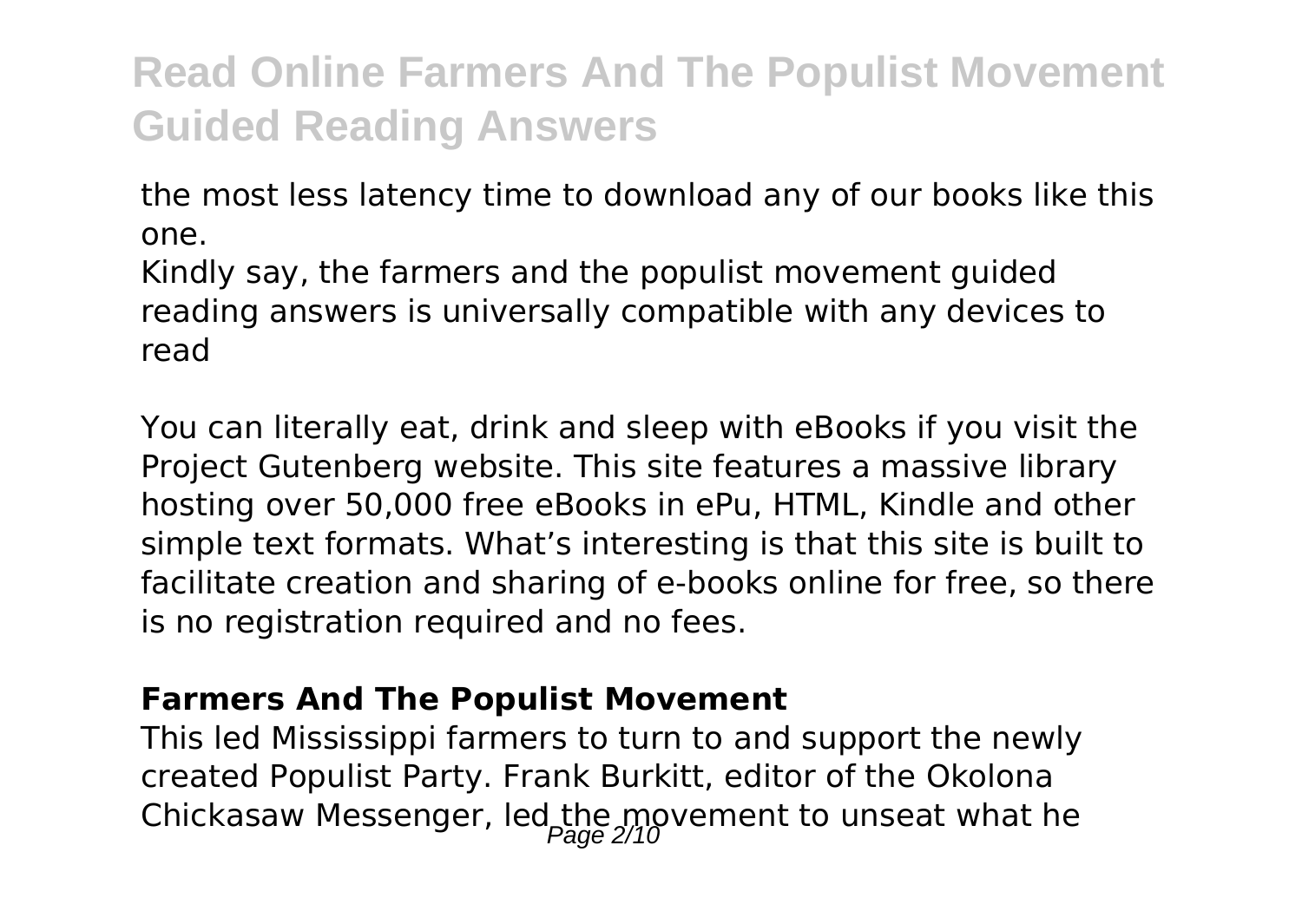the most less latency time to download any of our books like this one.
Kindly say, the farmers and the populist movement guided reading answers is universally compatible with any devices to read

You can literally eat, drink and sleep with eBooks if you visit the Project Gutenberg website. This site features a massive library hosting over 50,000 free eBooks in ePu, HTML, Kindle and other simple text formats. What's interesting is that this site is built to facilitate creation and sharing of e-books online for free, so there is no registration required and no fees.

### Farmers And The Populist Movement

This led Mississippi farmers to turn to and support the newly created Populist Party. Frank Burkitt, editor of the Okolona Chickasaw Messenger, led the movement to unseat what he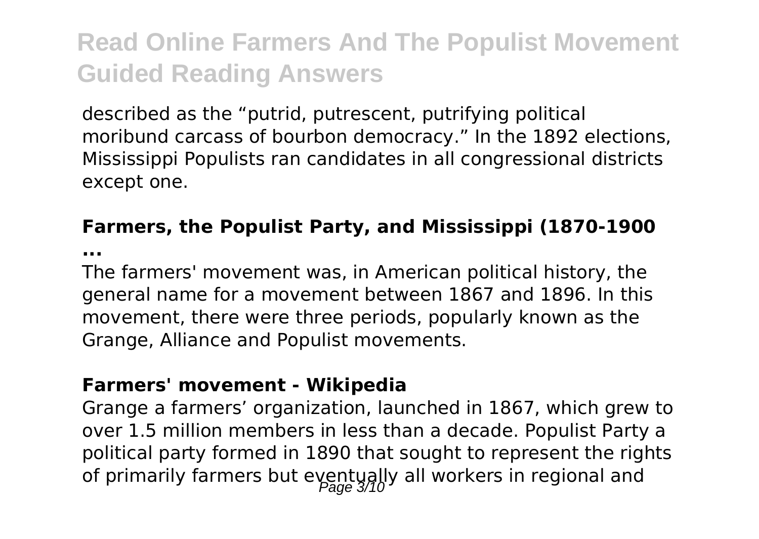described as the "putrid, putrescent, putrifying political moribund carcass of bourbon democracy." In the 1892 elections, Mississippi Populists ran candidates in all congressional districts except one.

**Farmers, the Populist Party, and Mississippi (1870-1900 ...**

The farmers' movement was, in American political history, the general name for a movement between 1867 and 1896. In this movement, there were three periods, popularly known as the Grange, Alliance and Populist movements.

**Farmers' movement - Wikipedia**

Grange a farmers' organization, launched in 1867, which grew to over 1.5 million members in less than a decade. Populist Party a political party formed in 1890 that sought to represent the rights of primarily farmers but eventually all workers in regional and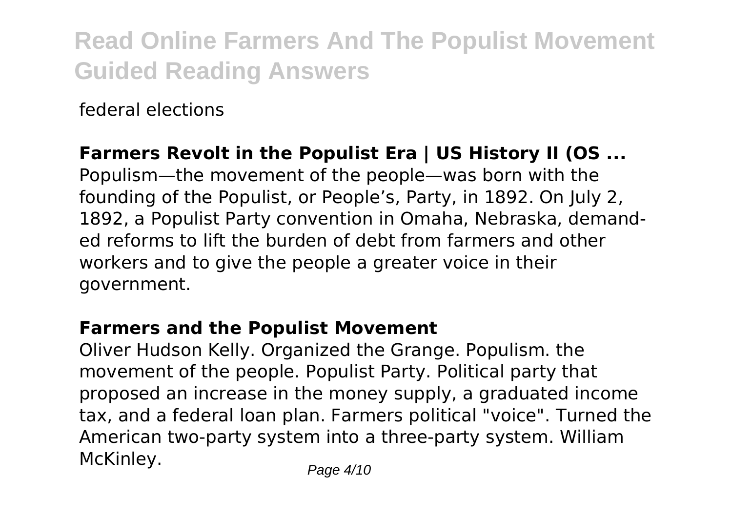federal elections

**Farmers Revolt in the Populist Era | US History II (OS ...**
Populism—the movement of the people—was born with the founding of the Populist, or People's, Party, in 1892. On July 2, 1892, a Populist Party convention in Omaha, Nebraska, demanded reforms to lift the burden of debt from farmers and other workers and to give the people a greater voice in their government.

**Farmers and the Populist Movement**
Oliver Hudson Kelly. Organized the Grange. Populism. the movement of the people. Populist Party. Political party that proposed an increase in the money supply, a graduated income tax, and a federal loan plan. Farmers political "voice". Turned the American two-party system into a three-party system. William McKinley.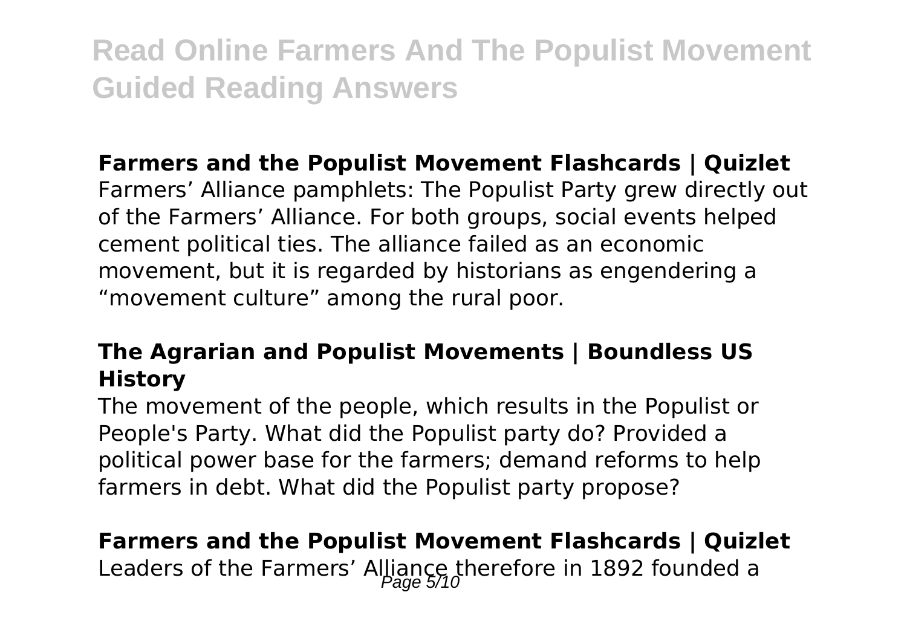**Farmers and the Populist Movement Flashcards | Quizlet**

Farmers' Alliance pamphlets: The Populist Party grew directly out of the Farmers' Alliance. For both groups, social events helped cement political ties. The alliance failed as an economic movement, but it is regarded by historians as engendering a "movement culture" among the rural poor.

**The Agrarian and Populist Movements | Boundless US History**

The movement of the people, which results in the Populist or People's Party. What did the Populist party do? Provided a political power base for the farmers; demand reforms to help farmers in debt. What did the Populist party propose?

**Farmers and the Populist Movement Flashcards | Quizlet**

Leaders of the Farmers' Alliance therefore in 1892 founded a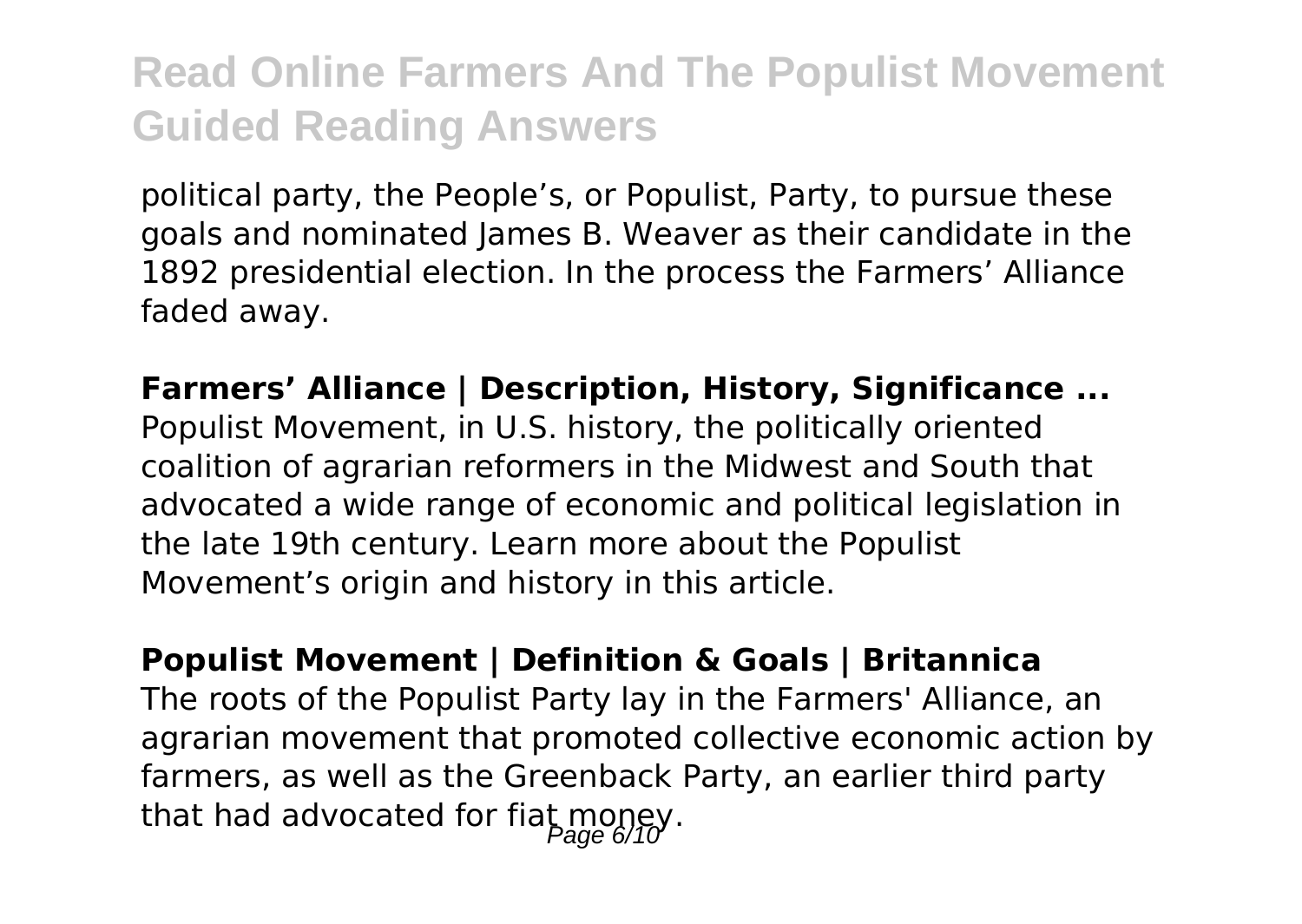political party, the People's, or Populist, Party, to pursue these goals and nominated James B. Weaver as their candidate in the 1892 presidential election. In the process the Farmers' Alliance faded away.

**Farmers' Alliance | Description, History, Significance ...**

Populist Movement, in U.S. history, the politically oriented coalition of agrarian reformers in the Midwest and South that advocated a wide range of economic and political legislation in the late 19th century. Learn more about the Populist Movement's origin and history in this article.

**Populist Movement | Definition & Goals | Britannica**

The roots of the Populist Party lay in the Farmers' Alliance, an agrarian movement that promoted collective economic action by farmers, as well as the Greenback Party, an earlier third party that had advocated for fiat money.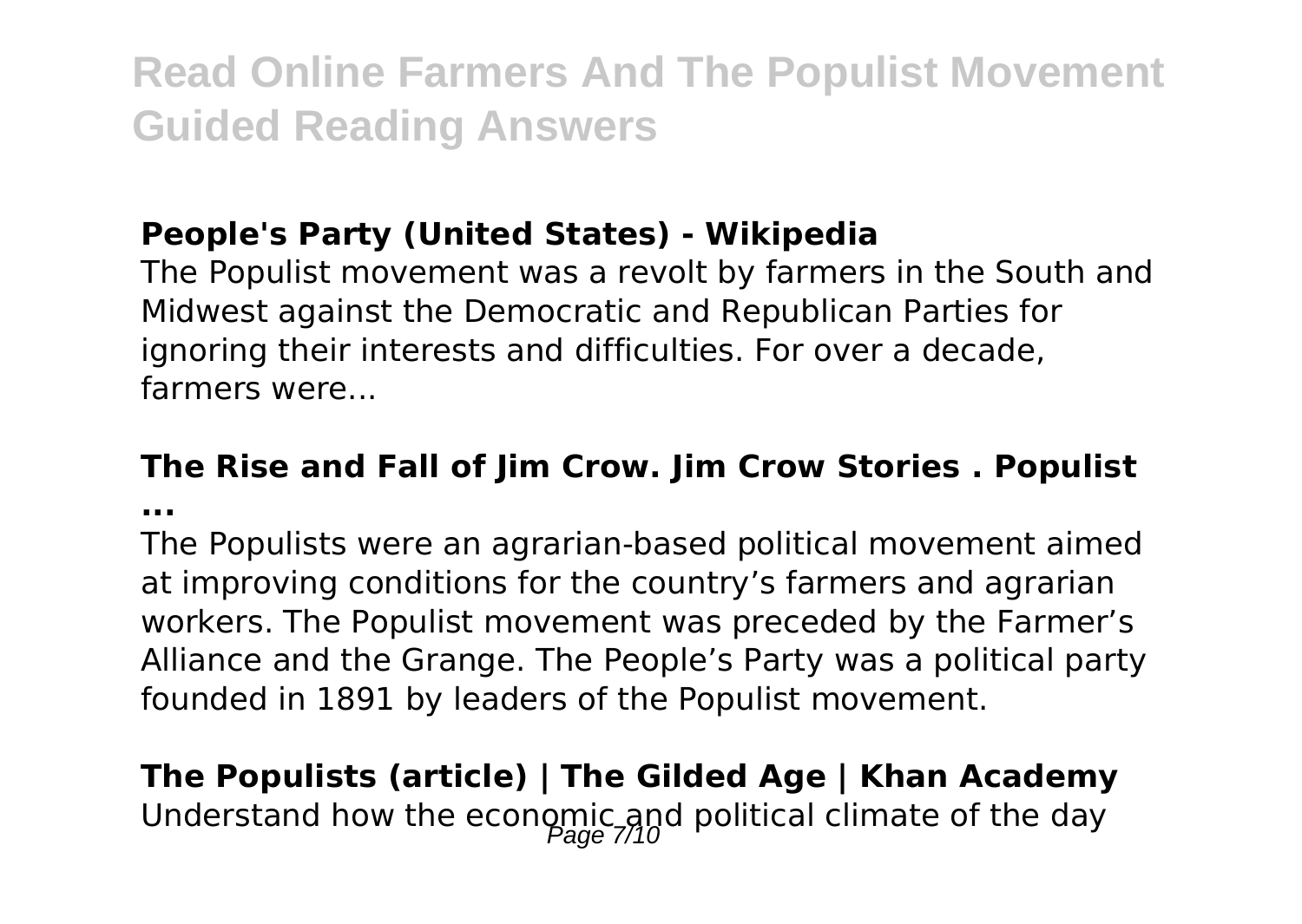### People's Party (United States) - Wikipedia

The Populist movement was a revolt by farmers in the South and Midwest against the Democratic and Republican Parties for ignoring their interests and difficulties. For over a decade, farmers were...

### The Rise and Fall of Jim Crow. Jim Crow Stories . Populist ...

The Populists were an agrarian-based political movement aimed at improving conditions for the country's farmers and agrarian workers. The Populist movement was preceded by the Farmer's Alliance and the Grange. The People's Party was a political party founded in 1891 by leaders of the Populist movement.

### The Populists (article) | The Gilded Age | Khan Academy

Understand how the economic and political climate of the day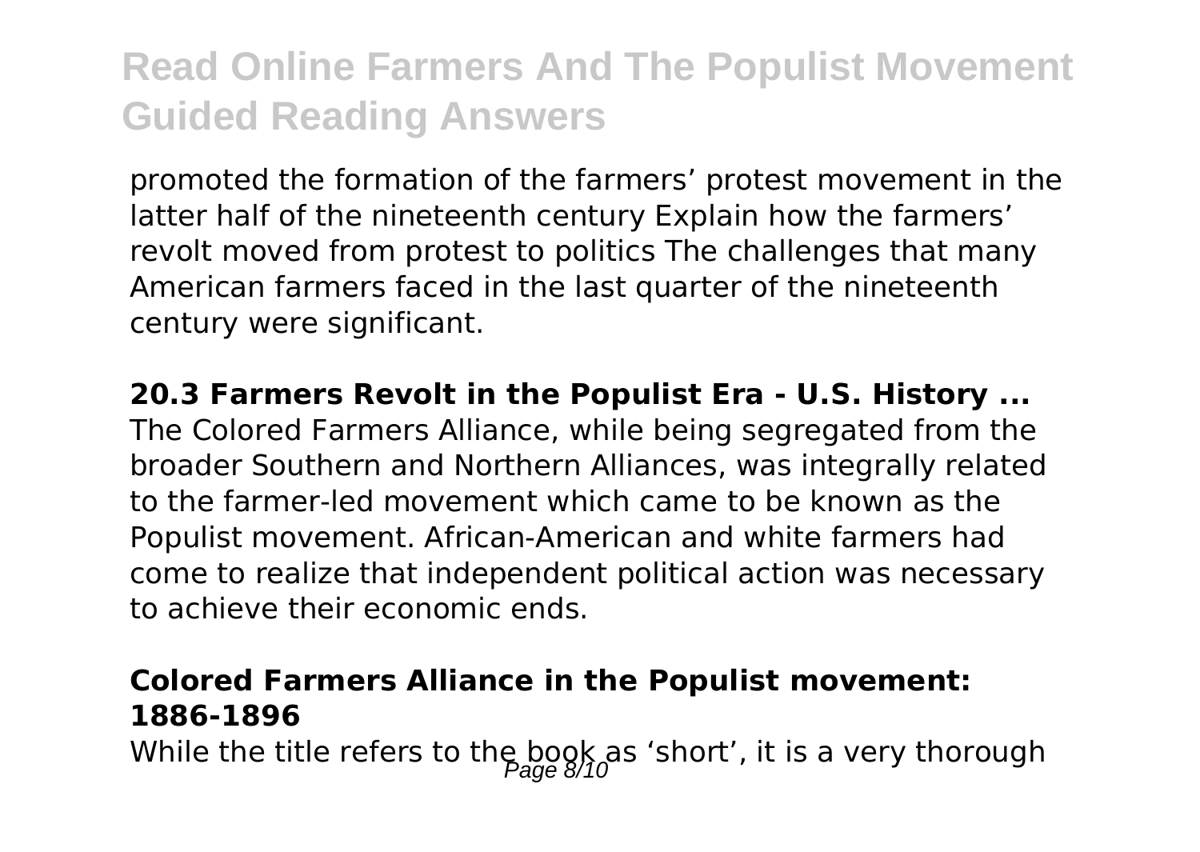promoted the formation of the farmers' protest movement in the latter half of the nineteenth century Explain how the farmers' revolt moved from protest to politics The challenges that many American farmers faced in the last quarter of the nineteenth century were significant.

**20.3 Farmers Revolt in the Populist Era - U.S. History ...**

The Colored Farmers Alliance, while being segregated from the broader Southern and Northern Alliances, was integrally related to the farmer-led movement which came to be known as the Populist movement. African-American and white farmers had come to realize that independent political action was necessary to achieve their economic ends.

**Colored Farmers Alliance in the Populist movement: 1886-1896**

While the title refers to the book as 'short', it is a very thorough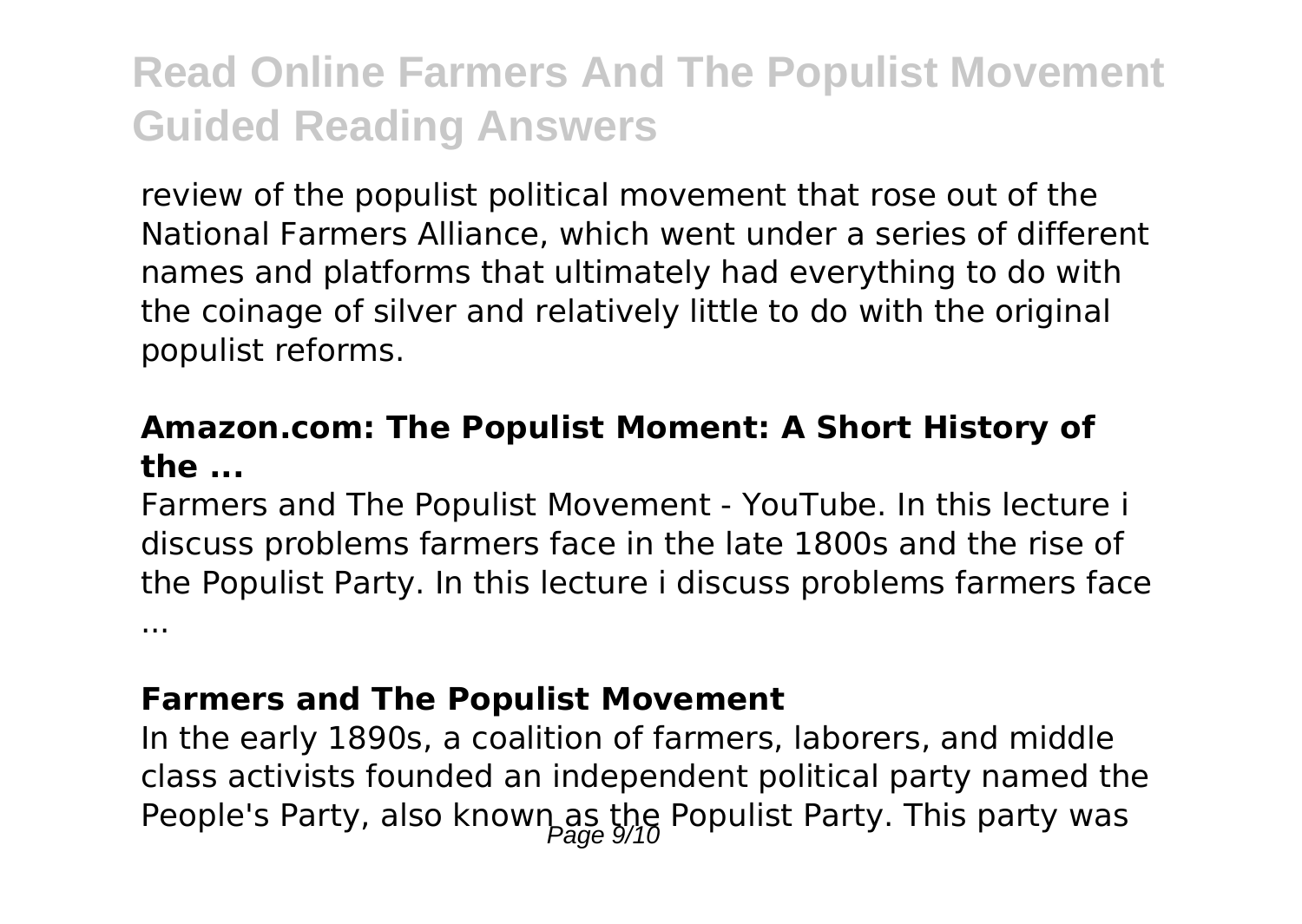review of the populist political movement that rose out of the National Farmers Alliance, which went under a series of different names and platforms that ultimately had everything to do with the coinage of silver and relatively little to do with the original populist reforms.

**Amazon.com: The Populist Moment: A Short History of the ...**

Farmers and The Populist Movement - YouTube. In this lecture i discuss problems farmers face in the late 1800s and the rise of the Populist Party. In this lecture i discuss problems farmers face ...

**Farmers and The Populist Movement**

In the early 1890s, a coalition of farmers, laborers, and middle class activists founded an independent political party named the People's Party, also known as the Populist Party. This party was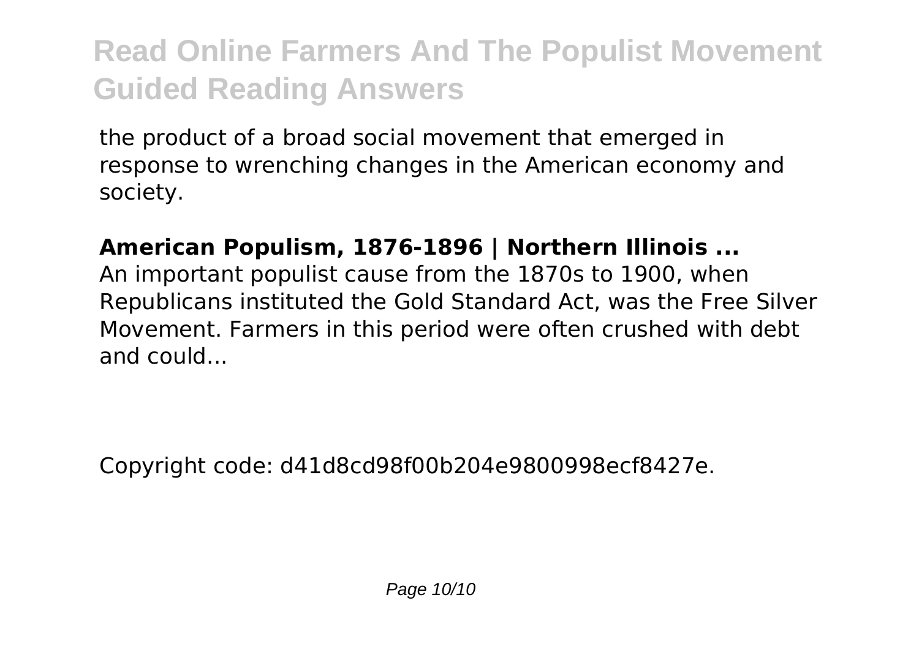the product of a broad social movement that emerged in response to wrenching changes in the American economy and society.

**American Populism, 1876-1896 | Northern Illinois ...**

An important populist cause from the 1870s to 1900, when Republicans instituted the Gold Standard Act, was the Free Silver Movement. Farmers in this period were often crushed with debt and could...

Copyright code: d41d8cd98f00b204e9800998ecf8427e.